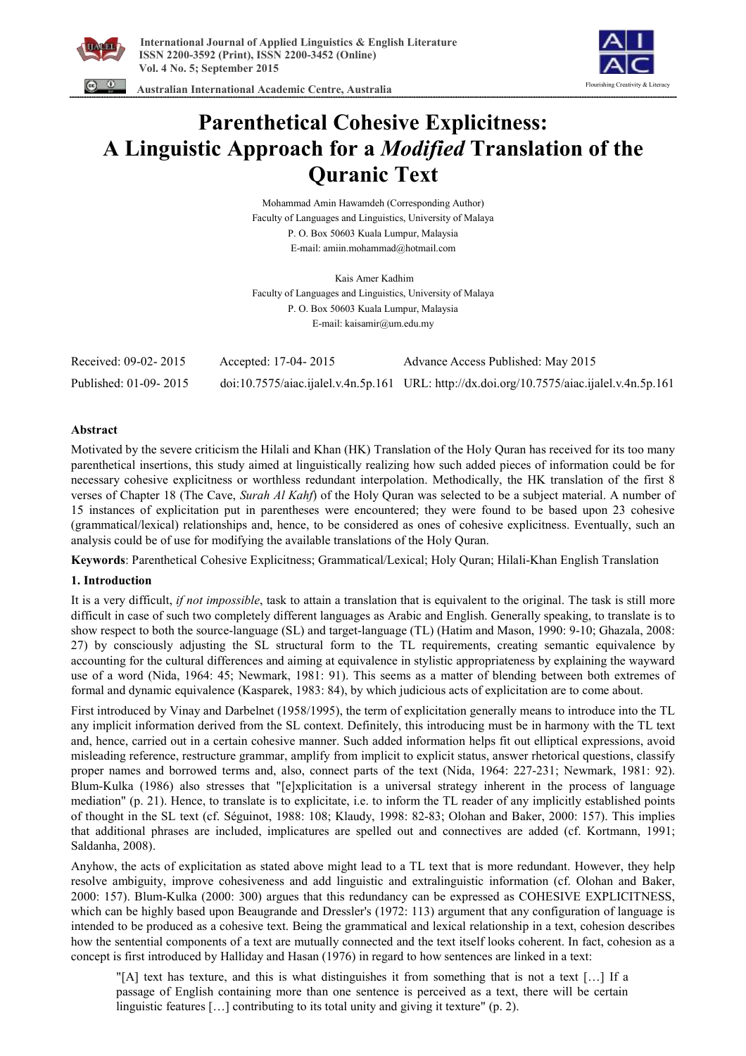# Parenthetical Cohesive Explicitness: A Linguistic Approach for a *Modified* Translation of the Quranic Text

Mohammad Amin Hawamdeh (Corresponding Author)
Faculty of Languages and Linguistics, University of Malaya
P. O. Box 50603 Kuala Lumpur, Malaysia
E-mail: amiin.mohammad@hotmail.com

Kais Amer Kadhim
Faculty of Languages and Linguistics, University of Malaya
P. O. Box 50603 Kuala Lumpur, Malaysia
E-mail: kaisamir@um.edu.my

| Received: 09-02- 2015 | Accepted: 17-04- 2015 | Advance Access Published: May 2015 |
|---|---|---|
| Published: 01-09- 2015 | doi:10.7575/aiac.ijalel.v.4n.5p.161 | URL: http://dx.doi.org/10.7575/aiac.ijalel.v.4n.5p.161 |

**Abstract**

Motivated by the severe criticism the Hilali and Khan (HK) Translation of the Holy Quran has received for its too many parenthetical insertions, this study aimed at linguistically realizing how such added pieces of information could be for necessary cohesive explicitness or worthless redundant interpolation. Methodically, the HK translation of the first 8 verses of Chapter 18 (The Cave, *Surah Al Kahf*) of the Holy Quran was selected to be a subject material. A number of 15 instances of explicitation put in parentheses were encountered; they were found to be based upon 23 cohesive (grammatical/lexical) relationships and, hence, to be considered as ones of cohesive explicitness. Eventually, such an analysis could be of use for modifying the available translations of the Holy Quran.

**Keywords**: Parenthetical Cohesive Explicitness; Grammatical/Lexical; Holy Quran; Hilali-Khan English Translation

## 1. Introduction

It is a very difficult, *if not impossible*, task to attain a translation that is equivalent to the original. The task is still more difficult in case of such two completely different languages as Arabic and English. Generally speaking, to translate is to show respect to both the source-language (SL) and target-language (TL) (Hatim and Mason, 1990: 9-10; Ghazala, 2008: 27) by consciously adjusting the SL structural form to the TL requirements, creating semantic equivalence by accounting for the cultural differences and aiming at equivalence in stylistic appropriateness by explaining the wayward use of a word (Nida, 1964: 45; Newmark, 1981: 91). This seems as a matter of blending between both extremes of formal and dynamic equivalence (Kasparek, 1983: 84), by which judicious acts of explicitation are to come about.

First introduced by Vinay and Darbelnet (1958/1995), the term of explicitation generally means to introduce into the TL any implicit information derived from the SL context. Definitely, this introducing must be in harmony with the TL text and, hence, carried out in a certain cohesive manner. Such added information helps fit out elliptical expressions, avoid misleading reference, restructure grammar, amplify from implicit to explicit status, answer rhetorical questions, classify proper names and borrowed terms and, also, connect parts of the text (Nida, 1964: 227-231; Newmark, 1981: 92). Blum-Kulka (1986) also stresses that "[e]xplication is a universal strategy inherent in the process of language mediation" (p. 21). Hence, to translate is to explicitate, i.e. to inform the TL reader of any implicitly established points of thought in the SL text (cf. Séguinot, 1988: 108; Klaudy, 1998: 82-83; Olohan and Baker, 2000: 157). This implies that additional phrases are included, implicatures are spelled out and connectives are added (cf. Kortmann, 1991; Saldanha, 2008).

Anyhow, the acts of explicitation as stated above might lead to a TL text that is more redundant. However, they help resolve ambiguity, improve cohesiveness and add linguistic and extralinguistic information (cf. Olohan and Baker, 2000: 157). Blum-Kulka (2000: 300) argues that this redundancy can be expressed as COHESIVE EXPLICITNESS, which can be highly based upon Beaugrande and Dressler's (1972: 113) argument that any configuration of language is intended to be produced as a cohesive text. Being the grammatical and lexical relationship in a text, cohesion describes how the sentential components of a text are mutually connected and the text itself looks coherent. In fact, cohesion as a concept is first introduced by Halliday and Hasan (1976) in regard to how sentences are linked in a text:

> "[A] text has texture, and this is what distinguishes it from something that is not a text […] If a passage of English containing more than one sentence is perceived as a text, there will be certain linguistic features […] contributing to its total unity and giving it texture" (p. 2).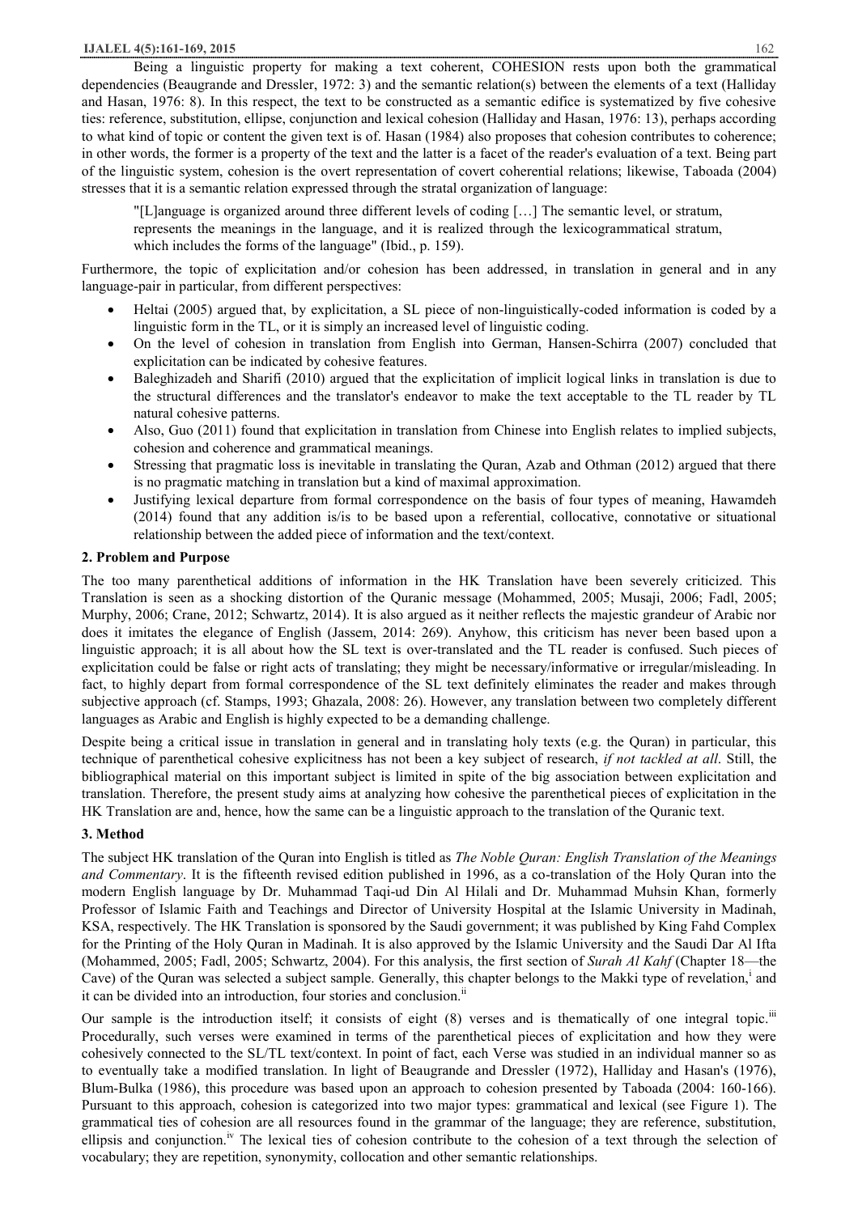Being a linguistic property for making a text coherent, COHESION rests upon both the grammatical dependencies (Beaugrande and Dressler, 1972: 3) and the semantic relation(s) between the elements of a text (Halliday and Hasan, 1976: 8). In this respect, the text to be constructed as a semantic edifice is systematized by five cohesive ties: reference, substitution, ellipse, conjunction and lexical cohesion (Halliday and Hasan, 1976: 13), perhaps according to what kind of topic or content the given text is of. Hasan (1984) also proposes that cohesion contributes to coherence; in other words, the former is a property of the text and the latter is a facet of the reader's evaluation of a text. Being part of the linguistic system, cohesion is the overt representation of covert coherential relations; likewise, Taboada (2004) stresses that it is a semantic relation expressed through the stratal organization of language:

> "[L]anguage is organized around three different levels of coding […] The semantic level, or stratum, represents the meanings in the language, and it is realized through the lexicogrammatical stratum, which includes the forms of the language" (Ibid., p. 159).

Furthermore, the topic of explicitation and/or cohesion has been addressed, in translation in general and in any language-pair in particular, from different perspectives:

- Heltai (2005) argued that, by explicitation, a SL piece of non-linguistically-coded information is coded by a linguistic form in the TL, or it is simply an increased level of linguistic coding.
- On the level of cohesion in translation from English into German, Hansen-Schirra (2007) concluded that explicitation can be indicated by cohesive features.
- Baleghizadeh and Sharifi (2010) argued that the explicitation of implicit logical links in translation is due to the structural differences and the translator's endeavor to make the text acceptable to the TL reader by TL natural cohesive patterns.
- Also, Guo (2011) found that explicitation in translation from Chinese into English relates to implied subjects, cohesion and coherence and grammatical meanings.
- Stressing that pragmatic loss is inevitable in translating the Quran, Azab and Othman (2012) argued that there is no pragmatic matching in translation but a kind of maximal approximation.
- Justifying lexical departure from formal correspondence on the basis of four types of meaning, Hawamdeh (2014) found that any addition is/is to be based upon a referential, collocative, connotative or situational relationship between the added piece of information and the text/context.

## 2. Problem and Purpose

The too many parenthetical additions of information in the HK Translation have been severely criticized. This Translation is seen as a shocking distortion of the Quranic message (Mohammed, 2005; Musaji, 2006; Fadl, 2005; Murphy, 2006; Crane, 2012; Schwartz, 2014). It is also argued as it neither reflects the majestic grandeur of Arabic nor does it imitates the elegance of English (Jassem, 2014: 269). Anyhow, this criticism has never been based upon a linguistic approach; it is all about how the SL text is over-translated and the TL reader is confused. Such pieces of explicitation could be false or right acts of translating; they might be necessary/informative or irregular/misleading. In fact, to highly depart from formal correspondence of the SL text definitely eliminates the reader and makes through subjective approach (cf. Stamps, 1993; Ghazala, 2008: 26). However, any translation between two completely different languages as Arabic and English is highly expected to be a demanding challenge.

Despite being a critical issue in translation in general and in translating holy texts (e.g. the Quran) in particular, this technique of parenthetical cohesive explicitness has not been a key subject of research, *if not tackled at all*. Still, the bibliographical material on this important subject is limited in spite of the big association between explicitation and translation. Therefore, the present study aims at analyzing how cohesive the parenthetical pieces of explicitation in the HK Translation are and, hence, how the same can be a linguistic approach to the translation of the Quranic text.

## 3. Method

The subject HK translation of the Quran into English is titled as *The Noble Quran: English Translation of the Meanings and Commentary*. It is the fifteenth revised edition published in 1996, as a co-translation of the Holy Quran into the modern English language by Dr. Muhammad Taqi-ud Din Al Hilali and Dr. Muhammad Muhsin Khan, formerly Professor of Islamic Faith and Teachings and Director of University Hospital at the Islamic University in Madinah, KSA, respectively. The HK Translation is sponsored by the Saudi government; it was published by King Fahd Complex for the Printing of the Holy Quran in Madinah. It is also approved by the Islamic University and the Saudi Dar Al Ifta (Mohammed, 2005; Fadl, 2005; Schwartz, 2004). For this analysis, the first section of *Surah Al Kahf* (Chapter 18—the Cave) of the Quran was selected a subject sample. Generally, this chapter belongs to the Makki type of revelation,[i] and it can be divided into an introduction, four stories and conclusion.[ii]

Our sample is the introduction itself; it consists of eight (8) verses and is thematically of one integral topic.[iii] Procedurally, such verses were examined in terms of the parenthetical pieces of explicitation and how they were cohesively connected to the SL/TL text/context. In point of fact, each Verse was studied in an individual manner so as to eventually take a modified translation. In light of Beaugrande and Dressler (1972), Halliday and Hasan's (1976), Blum-Bulka (1986), this procedure was based upon an approach to cohesion presented by Taboada (2004: 160-166). Pursuant to this approach, cohesion is categorized into two major types: grammatical and lexical (see Figure 1). The grammatical ties of cohesion are all resources found in the grammar of the language; they are reference, substitution, ellipsis and conjunction.[iv] The lexical ties of cohesion contribute to the cohesion of a text through the selection of vocabulary; they are repetition, synonymity, collocation and other semantic relationships.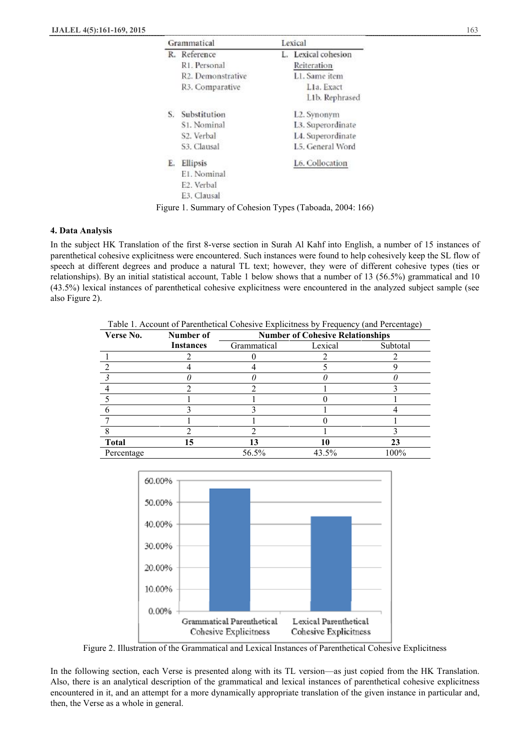| Grammatical | Lexical |
|---|---|
| R. Reference | L. Lexical cohesion |
| R1. Personal | Reiteration |
| R2. Demonstrative | L1. Same item |
| R3. Comparative | L1a. Exact |
| | L1b. Rephrased |
| S. Substitution | L2. Synonym |
| S1. Nominal | L3. Superordinate |
| S2. Verbal | L4. Superordinate |
| S3. Clausal | L5. General Word |
| E. Ellipsis | L6. Collocation |
| E1. Nominal | |
| E2. Verbal | |
| E3. Clausal | |

Figure 1. Summary of Cohesion Types (Taboada, 2004: 166)

### 4. Data Analysis

In the subject HK Translation of the first 8-verse section in Surah Al Kahf into English, a number of 15 instances of parenthetical cohesive explicitness were encountered. Such instances were found to help cohesively keep the SL flow of speech at different degrees and produce a natural TL text; however, they were of different cohesive types (ties or relationships). By an initial statistical account, Table 1 below shows that a number of 13 (56.5%) grammatical and 10 (43.5%) lexical instances of parenthetical cohesive explicitness were encountered in the analyzed subject sample (see also Figure 2).

Table 1. Account of Parenthetical Cohesive Explicitness by Frequency (and Percentage)

| Verse No. | Number of Instances | Number of Cohesive Relationships | | |
|---|---|---|---|---|
| | | Grammatical | Lexical | Subtotal |
| 1 | 2 | 0 | 2 | 2 |
| 2 | 4 | 4 | 5 | 9 |
| *3* | *0* | *0* | *0* | *0* |
| 4 | 2 | 2 | 1 | 3 |
| 5 | 1 | 1 | 0 | 1 |
| 6 | 3 | 3 | 1 | 4 |
| 7 | 1 | 1 | 0 | 1 |
| 8 | 2 | 2 | 1 | 3 |
| **Total** | **15** | **13** | **10** | **23** |
| Percentage | | 56.5% | 43.5% | 100% |

Figure 2. Illustration of the Grammatical and Lexical Instances of Parenthetical Cohesive Explicitness

In the following section, each Verse is presented along with its TL version—as just copied from the HK Translation. Also, there is an analytical description of the grammatical and lexical instances of parenthetical cohesive explicitness encountered in it, and an attempt for a more dynamically appropriate translation of the given instance in particular and, then, the Verse as a whole in general.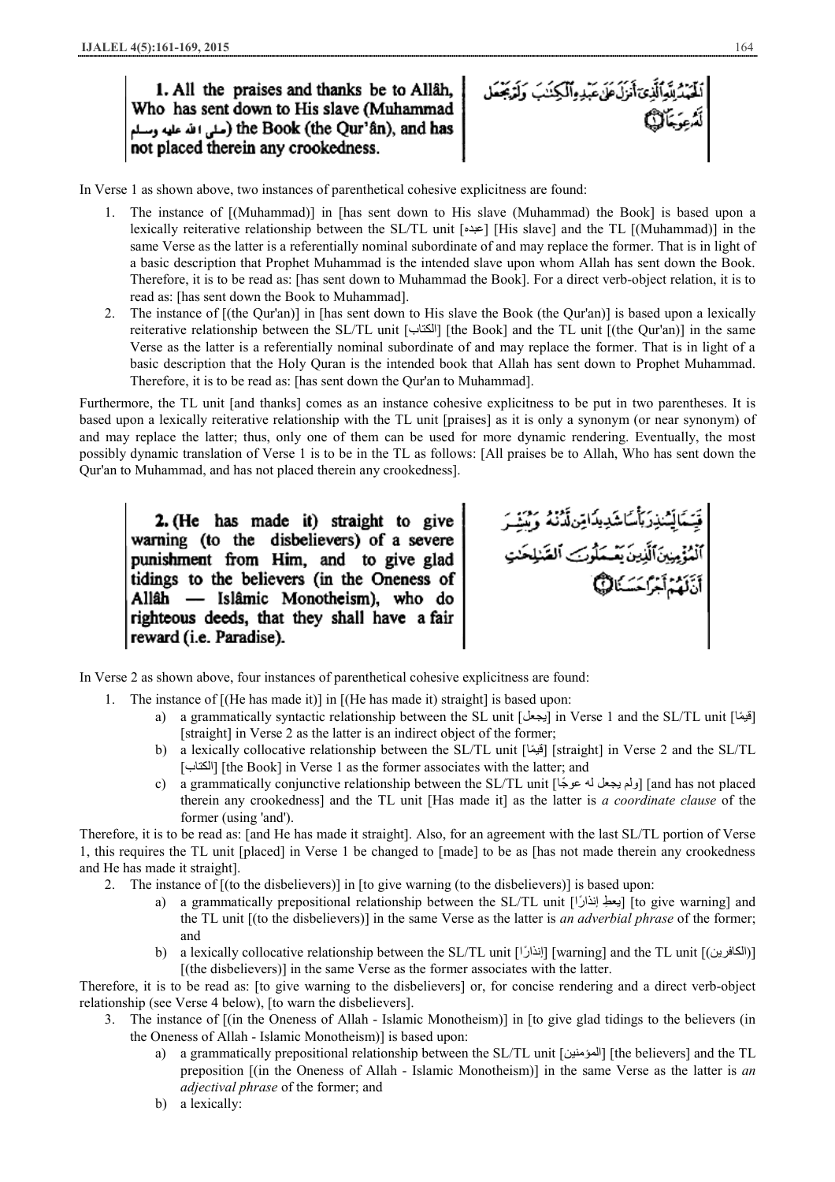**1.** All the praises and thanks be to Allâh, Who has sent down to His slave (Muhammad صلى الله عليه وسلم) the Book (the Qur'ân), and has not placed therein any crookedness.

ٱلْحَمْدُ لِلَّهِ ٱلَّذِىٓ أَنزَلَ عَلَىٰ عَبْدِهِ ٱلْكِتَـٰبَ وَلَمْ يَجْعَل لَّهُۥ عِوَجَا ۜ ﴿١﴾

In Verse 1 as shown above, two instances of parenthetical cohesive explicitness are found:

1. The instance of [(Muhammad)] in [has sent down to His slave (Muhammad) the Book] is based upon a lexically reiterative relationship between the SL/TL unit [عبده] [His slave] and the TL [(Muhammad)] in the same Verse as the latter is a referentially nominal subordinate of and may replace the former. That is in light of a basic description that Prophet Muhammad is the intended slave upon whom Allah has sent down the Book. Therefore, it is to be read as: [has sent down to Muhammad the Book]. For a direct verb-object relation, it is to read as: [has sent down the Book to Muhammad].
2. The instance of [(the Qur'an)] in [has sent down to His slave the Book (the Qur'an)] is based upon a lexically reiterative relationship between the SL/TL unit [الكتاب] [the Book] and the TL unit [(the Qur'an)] in the same Verse as the latter is a referentially nominal subordinate of and may replace the former. That is in light of a basic description that the Holy Quran is the intended book that Allah has sent down to Prophet Muhammad. Therefore, it is to be read as: [has sent down the Qur'an to Muhammad].

Furthermore, the TL unit [and thanks] comes as an instance cohesive explicitness to be put in two parentheses. It is based upon a lexically reiterative relationship with the TL unit [praises] as it is only a synonym (or near synonym) of and may replace the latter; thus, only one of them can be used for more dynamic rendering. Eventually, the most possibly dynamic translation of Verse 1 is to be in the TL as follows: [All praises be to Allah, Who has sent down the Qur'an to Muhammad, and has not placed therein any crookedness].

**2.** (He has made it) straight to give warning (to the disbelievers) of a severe punishment from Him, and to give glad tidings to the believers (in the Oneness of Allâh — Islâmic Monotheism), who do righteous deeds, that they shall have a fair reward (i.e. Paradise).

قَيِّمًا لِّيُنذِرَ بَأْسًا شَدِيدًا مِّن لَّدُنْهُ وَيُبَشِّرَ ٱلْمُؤْمِنِينَ ٱلَّذِينَ يَعْمَلُونَ ٱلصَّـٰلِحَـٰتِ أَنَّ لَهُمْ أَجْرًا حَسَنًا ﴿٢﴾

In Verse 2 as shown above, four instances of parenthetical cohesive explicitness are found:

1. The instance of [(He has made it)] in [(He has made it) straight] is based upon:
   a) a grammatically syntactic relationship between the SL unit [يجعل] in Verse 1 and the SL/TL unit [قيمًا] [straight] in Verse 2 as the latter is an indirect object of the former;
   b) a lexically collocative relationship between the SL/TL unit [قيمًا] [straight] in Verse 2 and the SL/TL [الكتاب] [the Book] in Verse 1 as the former associates with the latter; and
   c) a grammatically conjunctive relationship between the SL/TL unit [ولم يجعل له عوجًا] [and has not placed therein any crookedness] and the TL unit [Has made it] as the latter is *a coordinate clause* of the former (using 'and').

Therefore, it is to be read as: [and He has made it straight]. Also, for an agreement with the last SL/TL portion of Verse 1, this requires the TL unit [placed] in Verse 1 be changed to [made] to be as [has not made therein any crookedness and He has made it straight].

2. The instance of [(to the disbelievers)] in [to give warning (to the disbelievers)] is based upon:
   a) a grammatically prepositional relationship between the SL/TL unit [يعطِ إنذارًا] [to give warning] and the TL unit [(to the disbelievers)] in the same Verse as the latter is *an adverbial phrase* of the former; and
   b) a lexically collocative relationship between the SL/TL unit [إنذارًا] [warning] and the TL unit [(الكافرين)] [(the disbelievers)] in the same Verse as the former associates with the latter.

Therefore, it is to be read as: [to give warning to the disbelievers] or, for concise rendering and a direct verb-object relationship (see Verse 4 below), [to warn the disbelievers].

3. The instance of [(in the Oneness of Allah - Islamic Monotheism)] in [to give glad tidings to the believers (in the Oneness of Allah - Islamic Monotheism)] is based upon:
   a) a grammatically prepositional relationship between the SL/TL unit [المؤمنين] [the believers] and the TL preposition [(in the Oneness of Allah - Islamic Monotheism)] in the same Verse as the latter is *an adjectival phrase* of the former; and
   b) a lexically: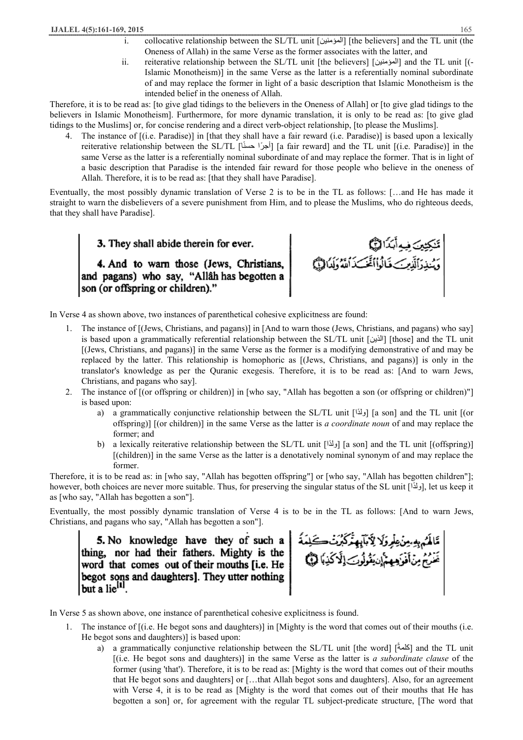i. collocative relationship between the SL/TL unit [المؤمنين] [the believers] and the TL unit (the Oneness of Allah) in the same Verse as the former associates with the latter, and

ii. reiterative relationship between the SL/TL unit [the believers] [المؤمنين] and the TL unit [(-Islamic Monotheism)] in the same Verse as the latter is a referentially nominal subordinate of and may replace the former in light of a basic description that Islamic Monotheism is the intended belief in the oneness of Allah.

Therefore, it is to be read as: [to give glad tidings to the believers in the Oneness of Allah] or [to give glad tidings to the believers in Islamic Monotheism]. Furthermore, for more dynamic translation, it is only to be read as: [to give glad tidings to the Muslims] or, for concise rendering and a direct verb-object relationship, [to please the Muslims].

4. The instance of [(i.e. Paradise)] in [that they shall have a fair reward (i.e. Paradise)] is based upon a lexically reiterative relationship between the SL/TL [أجرًا حسنًا] [a fair reward] and the TL unit [(i.e. Paradise)] in the same Verse as the latter is a referentially nominal subordinate of and may replace the former. That is in light of a basic description that Paradise is the intended fair reward for those people who believe in the oneness of Allah. Therefore, it is to be read as: [that they shall have Paradise].

Eventually, the most possibly dynamic translation of Verse 2 is to be in the TL as follows: […and He has made it straight to warn the disbelievers of a severe punishment from Him, and to please the Muslims, who do righteous deeds, that they shall have Paradise].

| | |
|---|---|
| **3.** They shall abide therein for ever. **4.** And to warn those (Jews, Christians, and pagans) who say, "Allâh has begotten a son (or offspring or children)." | مَّٰكِثِينَ فِيهِ أَبَدًا ﴿٣﴾ وَيُنذِرَ ٱلَّذِينَ قَالُوا۟ ٱتَّخَذَ ٱللَّهُ وَلَدًا ﴿٤﴾ |

In Verse 4 as shown above, two instances of parenthetical cohesive explicitness are found:

1. The instance of [(Jews, Christians, and pagans)] in [And to warn those (Jews, Christians, and pagans) who say] is based upon a grammatically referential relationship between the SL/TL unit [الذين] [those] and the TL unit [(Jews, Christians, and pagans)] in the same Verse as the former is a modifying demonstrative of and may be replaced by the latter. This relationship is homophoric as [(Jews, Christians, and pagans)] is only in the translator's knowledge as per the Quranic exegesis. Therefore, it is to be read as: [And to warn Jews, Christians, and pagans who say].
2. The instance of [(or offspring or children)] in [who say, "Allah has begotten a son (or offspring or children)"] is based upon:
   a) a grammatically conjunctive relationship between the SL/TL unit [ولدًا] [a son] and the TL unit [(or offspring)] [(or children)] in the same Verse as the latter is *a coordinate noun* of and may replace the former; and
   b) a lexically reiterative relationship between the SL/TL unit [ولدًا] [a son] and the TL unit [(offspring)] [(children)] in the same Verse as the latter is a denotatively nominal synonym of and may replace the former.

Therefore, it is to be read as: in [who say, "Allah has begotten offspring"] or [who say, "Allah has begotten children"]; however, both choices are never more suitable. Thus, for preserving the singular status of the SL unit [ولدًا], let us keep it as [who say, "Allah has begotten a son"].

Eventually, the most possibly dynamic translation of Verse 4 is to be in the TL as follows: [And to warn Jews, Christians, and pagans who say, "Allah has begotten a son"].

| | |
|---|---|
| **5.** No knowledge have they of such a thing, nor had their fathers. Mighty is the word that comes out of their mouths [i.e. He begot sons and daughters]. They utter nothing but a lie[1]. | مَّا لَهُم بِهِۦ مِنْ عِلْمٍ وَلَا لِءَابَآئِهِمْ ۚ كَبُرَتْ كَلِمَةً تَخْرُجُ مِنْ أَفْوَٰهِهِمْ ۚ إِن يَقُولُونَ إِلَّا كَذِبًا ﴿٥﴾ |

In Verse 5 as shown above, one instance of parenthetical cohesive explicitness is found.

1. The instance of [(i.e. He begot sons and daughters)] in [Mighty is the word that comes out of their mouths (i.e. He begot sons and daughters)] is based upon:
   a) a grammatically conjunctive relationship between the SL/TL unit [the word] [كلمةً] and the TL unit [(i.e. He begot sons and daughters)] in the same Verse as the latter is *a subordinate clause* of the former (using 'that'). Therefore, it is to be read as: [Mighty is the word that comes out of their mouths that He begot sons and daughters] or […that Allah begot sons and daughters]. Also, for an agreement with Verse 4, it is to be read as [Mighty is the word that comes out of their mouths that He has begotten a son] or, for agreement with the regular TL subject-predicate structure, [The word that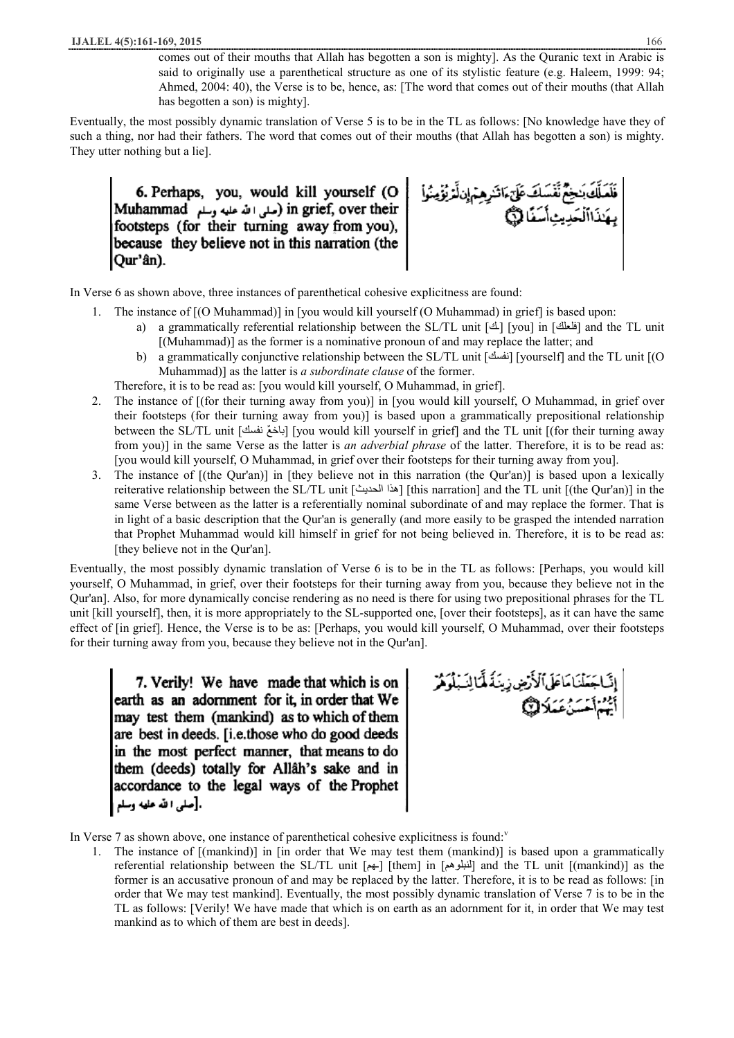comes out of their mouths that Allah has begotten a son is mighty]. As the Quranic text in Arabic is said to originally use a parenthetical structure as one of its stylistic feature (e.g. Haleem, 1999: 94; Ahmed, 2004: 40), the Verse is to be, hence, as: [The word that comes out of their mouths (that Allah has begotten a son) is mighty].

Eventually, the most possibly dynamic translation of Verse 5 is to be in the TL as follows: [No knowledge have they of such a thing, nor had their fathers. The word that comes out of their mouths (that Allah has begotten a son) is mighty. They utter nothing but a lie].

| **6.** Perhaps, you, would kill yourself (O Muhammad صلى الله عليه وسلم) in grief, over their footsteps (for their turning away from you), because they believe not in this narration (the Qur'ân). | فَلَعَلَّكَ بَـٰخِعٌ نَّفْسَكَ عَلَىٰٓ ءَاثَـٰرِهِمْ إِن لَّمْ يُؤْمِنُوا۟ بِهَـٰذَا ٱلْحَدِيثِ أَسَفًا ﴿٦﴾ |
|---|---|

In Verse 6 as shown above, three instances of parenthetical cohesive explicitness are found:

1. The instance of [(O Muhammad)] in [you would kill yourself (O Muhammad) in grief] is based upon:
   a) a grammatically referential relationship between the SL/TL unit [ـك] [you] in [فلعلك] and the TL unit [(Muhammad)] as the former is a nominative pronoun of and may replace the latter; and
   b) a grammatically conjunctive relationship between the SL/TL unit [نفسك] [yourself] and the TL unit [(O Muhammad)] as the latter is *a subordinate clause* of the former.

   Therefore, it is to be read as: [you would kill yourself, O Muhammad, in grief].
2. The instance of [(for their turning away from you)] in [you would kill yourself, O Muhammad, in grief over their footsteps (for their turning away from you)] is based upon a grammatically prepositional relationship between the SL/TL unit [باخعٌ نفسك] [you would kill yourself in grief] and the TL unit [(for their turning away from you)] in the same Verse as the latter is *an adverbial phrase* of the latter. Therefore, it is to be read as: [you would kill yourself, O Muhammad, in grief over their footsteps for their turning away from you].
3. The instance of [(the Qur'an)] in [they believe not in this narration (the Qur'an)] is based upon a lexically reiterative relationship between the SL/TL unit [هذا الحديث] [this narration] and the TL unit [(the Qur'an)] in the same Verse between as the latter is a referentially nominal subordinate of and may replace the former. That is in light of a basic description that the Qur'an is generally (and more easily to be grasped the intended narration that Prophet Muhammad would kill himself in grief for not being believed in. Therefore, it is to be read as: [they believe not in the Qur'an].

Eventually, the most possibly dynamic translation of Verse 6 is to be in the TL as follows: [Perhaps, you would kill yourself, O Muhammad, in grief, over their footsteps for their turning away from you, because they believe not in the Qur'an]. Also, for more dynamically concise rendering as no need is there for using two prepositional phrases for the TL unit [kill yourself], then, it is more appropriately to the SL-supported one, [over their footsteps], as it can have the same effect of [in grief]. Hence, the Verse is to be as: [Perhaps, you would kill yourself, O Muhammad, over their footsteps for their turning away from you, because they believe not in the Qur'an].

| **7.** Verily! We have made that which is on earth as an adornment for it, in order that We may test them (mankind) as to which of them are best in deeds. [i.e.those who do good deeds in the most perfect manner, that means to do them (deeds) totally for Allâh's sake and in accordance to the legal ways of the Prophet صلى الله عليه وسلم]. | إِنَّا جَعَلْنَا مَا عَلَى ٱلْأَرْضِ زِينَةً لَّهَا لِنَبْلُوَهُمْ أَيُّهُمْ أَحْسَنُ عَمَلًا ﴿٧﴾ |
|---|---|

In Verse 7 as shown above, one instance of parenthetical cohesive explicitness is found:[v]

1. The instance of [(mankind)] in [in order that We may test them (mankind)] is based upon a grammatically referential relationship between the SL/TL unit [ـهم] [them] in [لنبلوهم] and the TL unit [(mankind)] as the former is an accusative pronoun of and may be replaced by the latter. Therefore, it is to be read as follows: [in order that We may test mankind]. Eventually, the most possibly dynamic translation of Verse 7 is to be in the TL as follows: [Verily! We have made that which is on earth as an adornment for it, in order that We may test mankind as to which of them are best in deeds].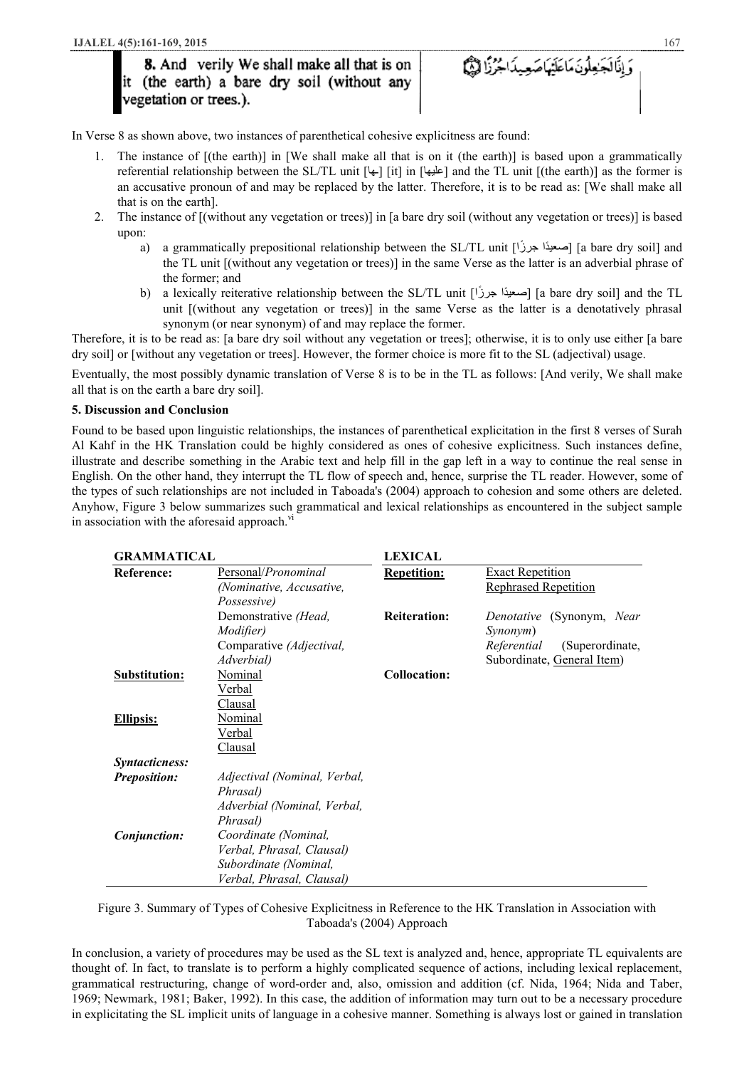| **8.** And verily We shall make all that is on it (the earth) a bare dry soil (without any vegetation or trees.). | وَإِنَّا لَجَـٰعِلُونَ مَا عَلَيْهَا صَعِيدًا جُرُزًا ﴿٨﴾ |
|---|---|

In Verse 8 as shown above, two instances of parenthetical cohesive explicitness are found:

1. The instance of [(the earth)] in [We shall make all that is on it (the earth)] is based upon a grammatically referential relationship between the SL/TL unit [ـها] [it] in [عليها] and the TL unit [(the earth)] as the former is an accusative pronoun of and may be replaced by the latter. Therefore, it is to be read as: [We shall make all that is on the earth].
2. The instance of [(without any vegetation or trees)] in [a bare dry soil (without any vegetation or trees)] is based upon:
   a) a grammatically prepositional relationship between the SL/TL unit [صعيدًا جرزًا] [a bare dry soil] and the TL unit [(without any vegetation or trees)] in the same Verse as the latter is an adverbial phrase of the former; and
   b) a lexically reiterative relationship between the SL/TL unit [صعيدًا جرزًا] [a bare dry soil] and the TL unit [(without any vegetation or trees)] in the same Verse as the latter is a denotatively phrasal synonym (or near synonym) of and may replace the former.

Therefore, it is to be read as: [a bare dry soil without any vegetation or trees]; otherwise, it is to only use either [a bare dry soil] or [without any vegetation or trees]. However, the former choice is more fit to the SL (adjectival) usage.

Eventually, the most possibly dynamic translation of Verse 8 is to be in the TL as follows: [And verily, We shall make all that is on the earth a bare dry soil].

### 5. Discussion and Conclusion

Found to be based upon linguistic relationships, the instances of parenthetical explicitation in the first 8 verses of Surah Al Kahf in the HK Translation could be highly considered as ones of cohesive explicitness. Such instances define, illustrate and describe something in the Arabic text and help fill in the gap left in a way to continue the real sense in English. On the other hand, they interrupt the TL flow of speech and, hence, surprise the TL reader. However, some of the types of such relationships are not included in Taboada's (2004) approach to cohesion and some others are deleted. Anyhow, Figure 3 below summarizes such grammatical and lexical relationships as encountered in the subject sample in association with the aforesaid approach.[vi]

| **GRAMMATICAL** | | **LEXICAL** | |
|---|---|---|---|
| **Reference:** | Personal/*Pronominal (Nominative, Accusative, Possessive)* | **Repetition:** | Exact Repetition<br>Rephrased Repetition |
| | Demonstrative *(Head, Modifier)* | **Reiteration:** | *Denotative* (Synonym, *Near Synonym*) |
| | Comparative *(Adjectival, Adverbial)* | | *Referential* (Superordinate, Subordinate, General Item) |
| **Substitution:** | Nominal<br>Verbal<br>Clausal | **Collocation:** | |
| **Ellipsis:** | Nominal<br>Verbal<br>Clausal | | |
| ***Syntacticness:*** | | | |
| ***Preposition:*** | *Adjectival (Nominal, Verbal, Phrasal)*<br>*Adverbial (Nominal, Verbal, Phrasal)* | | |
| ***Conjunction:*** | *Coordinate (Nominal, Verbal, Phrasal, Clausal)*<br>*Subordinate (Nominal, Verbal, Phrasal, Clausal)* | | |

Figure 3. Summary of Types of Cohesive Explicitness in Reference to the HK Translation in Association with Taboada's (2004) Approach

In conclusion, a variety of procedures may be used as the SL text is analyzed and, hence, appropriate TL equivalents are thought of. In fact, to translate is to perform a highly complicated sequence of actions, including lexical replacement, grammatical restructuring, change of word-order and, also, omission and addition (cf. Nida, 1964; Nida and Taber, 1969; Newmark, 1981; Baker, 1992). In this case, the addition of information may turn out to be a necessary procedure in explicitating the SL implicit units of language in a cohesive manner. Something is always lost or gained in translation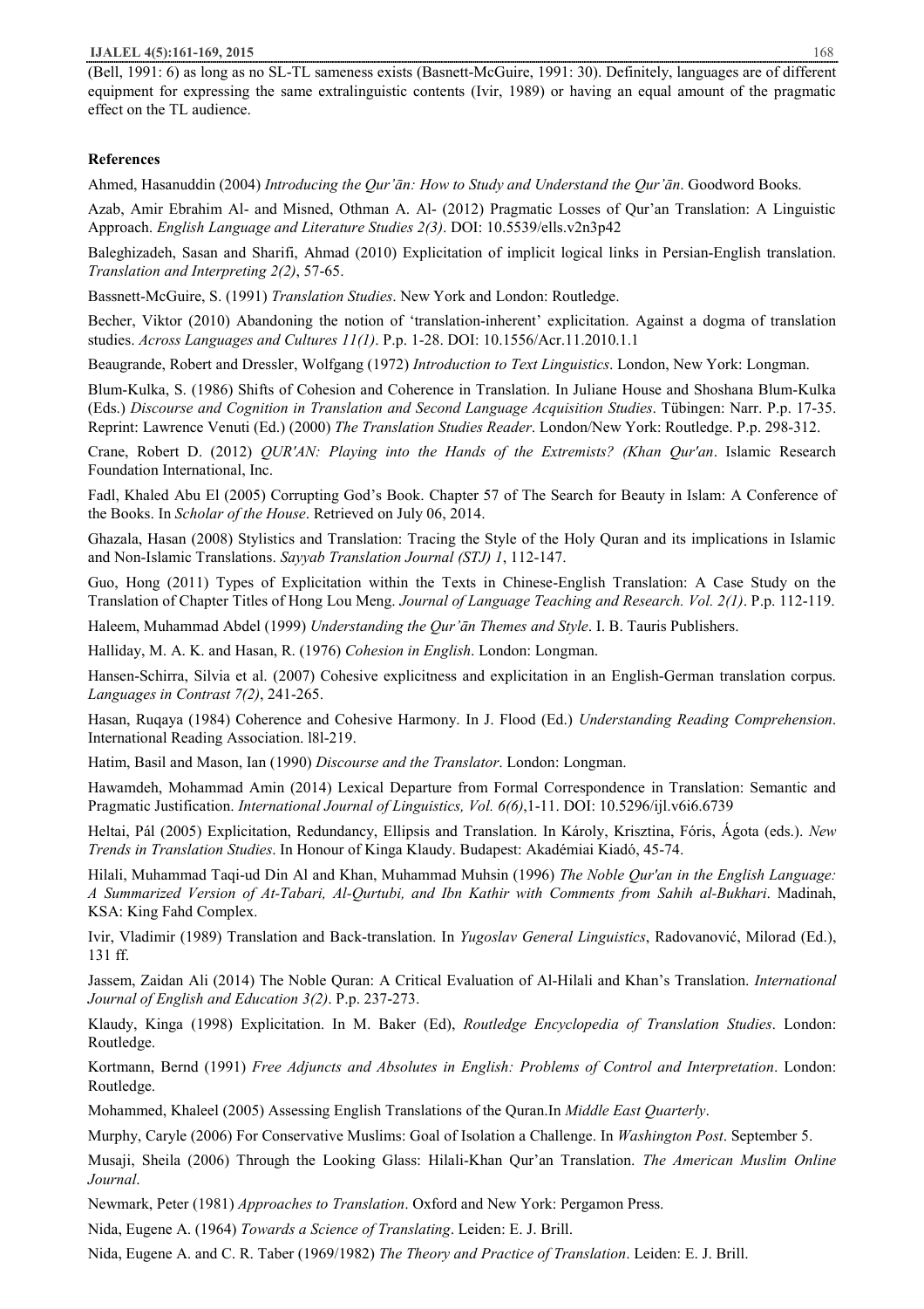(Bell, 1991: 6) as long as no SL-TL sameness exists (Basnett-McGuire, 1991: 30). Definitely, languages are of different equipment for expressing the same extralinguistic contents (Ivir, 1989) or having an equal amount of the pragmatic effect on the TL audience.

**References**

Ahmed, Hasanuddin (2004) *Introducing the Qur'ān: How to Study and Understand the Qur'ān*. Goodword Books.

Azab, Amir Ebrahim Al- and Misned, Othman A. Al- (2012) Pragmatic Losses of Qur'an Translation: A Linguistic Approach. *English Language and Literature Studies 2(3)*. DOI: 10.5539/ells.v2n3p42

Baleghizadeh, Sasan and Sharifi, Ahmad (2010) Explicitation of implicit logical links in Persian-English translation. *Translation and Interpreting 2(2)*, 57-65.

Bassnett-McGuire, S. (1991) *Translation Studies*. New York and London: Routledge.

Becher, Viktor (2010) Abandoning the notion of 'translation-inherent' explicitation. Against a dogma of translation studies. *Across Languages and Cultures 11(1)*. P.p. 1-28. DOI: 10.1556/Acr.11.2010.1.1

Beaugrande, Robert and Dressler, Wolfgang (1972) *Introduction to Text Linguistics*. London, New York: Longman.

Blum-Kulka, S. (1986) Shifts of Cohesion and Coherence in Translation. In Juliane House and Shoshana Blum-Kulka (Eds.) *Discourse and Cognition in Translation and Second Language Acquisition Studies*. Tübingen: Narr. P.p. 17-35. Reprint: Lawrence Venuti (Ed.) (2000) *The Translation Studies Reader*. London/New York: Routledge. P.p. 298-312.

Crane, Robert D. (2012) *QUR'AN: Playing into the Hands of the Extremists? (Khan Qur'an*. Islamic Research Foundation International, Inc.

Fadl, Khaled Abu El (2005) Corrupting God's Book. Chapter 57 of The Search for Beauty in Islam: A Conference of the Books. In *Scholar of the House*. Retrieved on July 06, 2014.

Ghazala, Hasan (2008) Stylistics and Translation: Tracing the Style of the Holy Quran and its implications in Islamic and Non-Islamic Translations. *Sayyab Translation Journal (STJ) 1*, 112-147.

Guo, Hong (2011) Types of Explicitation within the Texts in Chinese-English Translation: A Case Study on the Translation of Chapter Titles of Hong Lou Meng. *Journal of Language Teaching and Research. Vol. 2(1)*. P.p. 112-119.

Haleem, Muhammad Abdel (1999) *Understanding the Qur'ān Themes and Style*. I. B. Tauris Publishers.

Halliday, M. A. K. and Hasan, R. (1976) *Cohesion in English*. London: Longman.

Hansen-Schirra, Silvia et al. (2007) Cohesive explicitness and explicitation in an English-German translation corpus. *Languages in Contrast 7(2)*, 241-265.

Hasan, Ruqaya (1984) Coherence and Cohesive Harmony. In J. Flood (Ed.) *Understanding Reading Comprehension*. International Reading Association. l8l-219.

Hatim, Basil and Mason, Ian (1990) *Discourse and the Translator*. London: Longman.

Hawamdeh, Mohammad Amin (2014) Lexical Departure from Formal Correspondence in Translation: Semantic and Pragmatic Justification. *International Journal of Linguistics, Vol. 6(6)*,1-11. DOI: 10.5296/ijl.v6i6.6739

Heltai, Pál (2005) Explicitation, Redundancy, Ellipsis and Translation. In Károly, Krisztina, Fóris, Ágota (eds.). *New Trends in Translation Studies*. In Honour of Kinga Klaudy. Budapest: Akadémiai Kiadó, 45-74.

Hilali, Muhammad Taqi-ud Din Al and Khan, Muhammad Muhsin (1996) *The Noble Qur'an in the English Language: A Summarized Version of At-Tabari, Al-Qurtubi, and Ibn Kathir with Comments from Sahih al-Bukhari*. Madinah, KSA: King Fahd Complex.

Ivir, Vladimir (1989) Translation and Back-translation. In *Yugoslav General Linguistics*, Radovanović, Milorad (Ed.), 131 ff.

Jassem, Zaidan Ali (2014) The Noble Quran: A Critical Evaluation of Al-Hilali and Khan's Translation. *International Journal of English and Education 3(2)*. P.p. 237-273.

Klaudy, Kinga (1998) Explicitation. In M. Baker (Ed), *Routledge Encyclopedia of Translation Studies*. London: Routledge.

Kortmann, Bernd (1991) *Free Adjuncts and Absolutes in English: Problems of Control and Interpretation*. London: Routledge.

Mohammed, Khaleel (2005) Assessing English Translations of the Quran.In *Middle East Quarterly*.

Murphy, Caryle (2006) For Conservative Muslims: Goal of Isolation a Challenge. In *Washington Post*. September 5.

Musaji, Sheila (2006) Through the Looking Glass: Hilali-Khan Qur'an Translation. *The American Muslim Online Journal*.

Newmark, Peter (1981) *Approaches to Translation*. Oxford and New York: Pergamon Press.

Nida, Eugene A. (1964) *Towards a Science of Translating*. Leiden: E. J. Brill.

Nida, Eugene A. and C. R. Taber (1969/1982) *The Theory and Practice of Translation*. Leiden: E. J. Brill.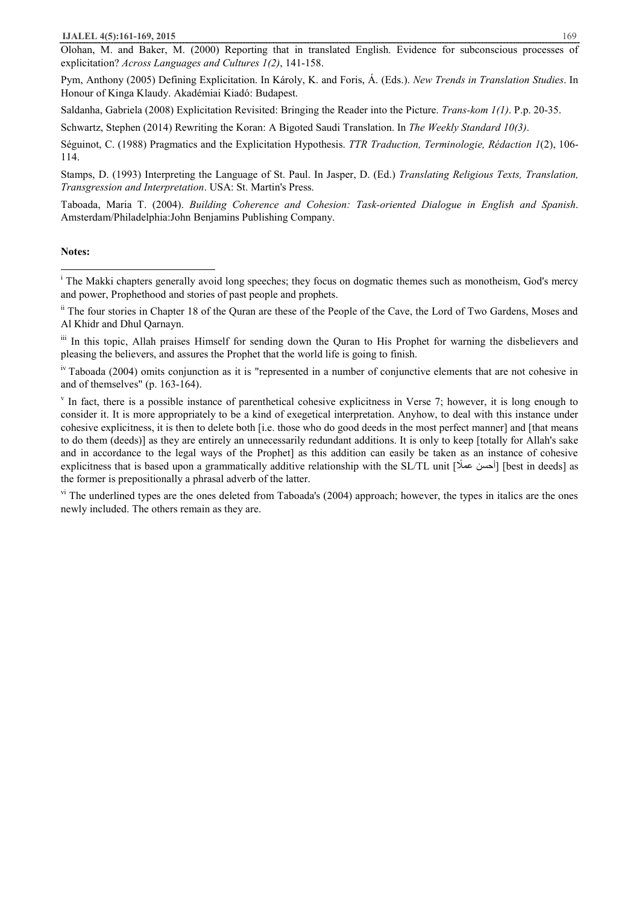Olohan, M. and Baker, M. (2000) Reporting that in translated English. Evidence for subconscious processes of explicitation? *Across Languages and Cultures 1(2)*, 141-158.

Pym, Anthony (2005) Defining Explicitation. In Károly, K. and Foris, Á. (Eds.). *New Trends in Translation Studies*. In Honour of Kinga Klaudy. Akadémiai Kiadó: Budapest.

Saldanha, Gabriela (2008) Explicitation Revisited: Bringing the Reader into the Picture. *Trans-kom 1(1)*. P.p. 20-35.

Schwartz, Stephen (2014) Rewriting the Koran: A Bigoted Saudi Translation. In *The Weekly Standard 10(3)*.

Séguinot, C. (1988) Pragmatics and the Explicitation Hypothesis. *TTR Traduction, Terminologie, Rédaction 1*(2), 106-114.

Stamps, D. (1993) Interpreting the Language of St. Paul. In Jasper, D. (Ed.) *Translating Religious Texts, Translation, Transgression and Interpretation*. USA: St. Martin's Press.

Taboada, Maria T. (2004). *Building Coherence and Cohesion: Task-oriented Dialogue in English and Spanish*. Amsterdam/Philadelphia:John Benjamins Publishing Company.

**Notes:**

[i] The Makki chapters generally avoid long speeches; they focus on dogmatic themes such as monotheism, God's mercy and power, Prophethood and stories of past people and prophets.

[ii] The four stories in Chapter 18 of the Quran are these of the People of the Cave, the Lord of Two Gardens, Moses and Al Khidr and Dhul Qarnayn.

[iii] In this topic, Allah praises Himself for sending down the Quran to His Prophet for warning the disbelievers and pleasing the believers, and assures the Prophet that the world life is going to finish.

[iv] Taboada (2004) omits conjunction as it is "represented in a number of conjunctive elements that are not cohesive in and of themselves" (p. 163-164).

[v] In fact, there is a possible instance of parenthetical cohesive explicitness in Verse 7; however, it is long enough to consider it. It is more appropriately to be a kind of exegetical interpretation. Anyhow, to deal with this instance under cohesive explicitness, it is then to delete both [i.e. those who do good deeds in the most perfect manner] and [that means to do them (deeds)] as they are entirely an unnecessarily redundant additions. It is only to keep [totally for Allah's sake and in accordance to the legal ways of the Prophet] as this addition can easily be taken as an instance of cohesive explicitness that is based upon a grammatically additive relationship with the SL/TL unit [أحسن عملًا] [best in deeds] as the former is prepositionally a phrasal adverb of the latter.

[vi] The underlined types are the ones deleted from Taboada's (2004) approach; however, the types in italics are the ones newly included. The others remain as they are.